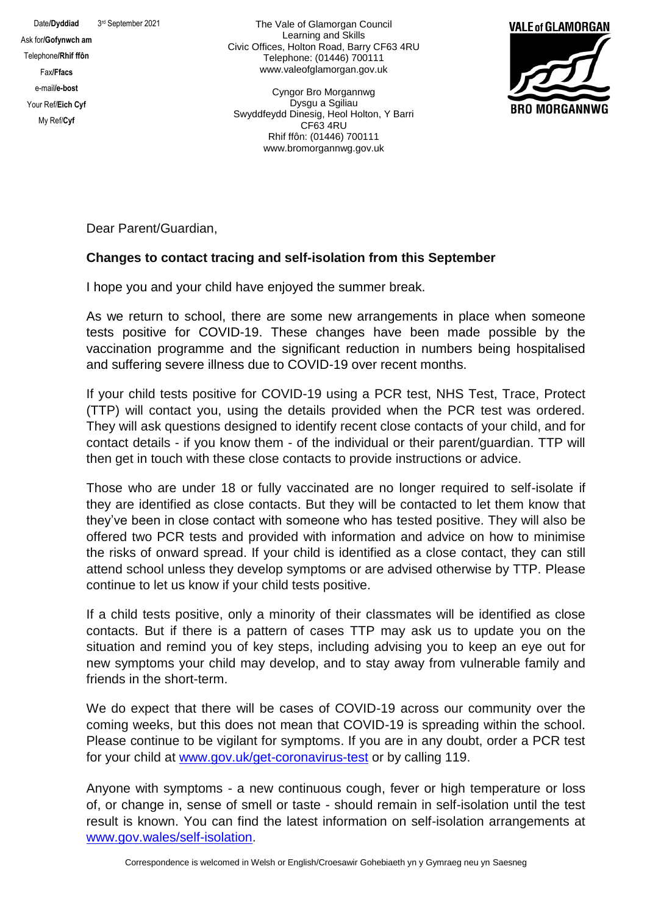Date/**Dyddiad** 3rd September 2021
Ask for/**Gofynwch am**
Telephone/**Rhif ffôn**
Fax/**Ffacs**
e-mail/**e-bost**
Your Ref/**Eich Cyf**
My Ref/**Cyf**

The Vale of Glamorgan Council
Learning and Skills
Civic Offices, Holton Road, Barry CF63 4RU
Telephone: (01446) 700111
www.valeofglamorgan.gov.uk

Cyngor Bro Morgannwg
Dysgu a Sgiliau
Swyddfeydd Dinesig, Heol Holton, Y Barri
CF63 4RU
Rhif ffôn: (01446) 700111
www.bromorgannwg.gov.uk

VALE of GLAMORGAN
BRO MORGANNWG

Dear Parent/Guardian,

**Changes to contact tracing and self-isolation from this September**

I hope you and your child have enjoyed the summer break.

As we return to school, there are some new arrangements in place when someone tests positive for COVID-19. These changes have been made possible by the vaccination programme and the significant reduction in numbers being hospitalised and suffering severe illness due to COVID-19 over recent months.

If your child tests positive for COVID-19 using a PCR test, NHS Test, Trace, Protect (TTP) will contact you, using the details provided when the PCR test was ordered. They will ask questions designed to identify recent close contacts of your child, and for contact details - if you know them - of the individual or their parent/guardian. TTP will then get in touch with these close contacts to provide instructions or advice.

Those who are under 18 or fully vaccinated are no longer required to self-isolate if they are identified as close contacts. But they will be contacted to let them know that they've been in close contact with someone who has tested positive. They will also be offered two PCR tests and provided with information and advice on how to minimise the risks of onward spread. If your child is identified as a close contact, they can still attend school unless they develop symptoms or are advised otherwise by TTP. Please continue to let us know if your child tests positive.

If a child tests positive, only a minority of their classmates will be identified as close contacts. But if there is a pattern of cases TTP may ask us to update you on the situation and remind you of key steps, including advising you to keep an eye out for new symptoms your child may develop, and to stay away from vulnerable family and friends in the short-term.

We do expect that there will be cases of COVID-19 across our community over the coming weeks, but this does not mean that COVID-19 is spreading within the school. Please continue to be vigilant for symptoms. If you are in any doubt, order a PCR test for your child at www.gov.uk/get-coronavirus-test or by calling 119.

Anyone with symptoms - a new continuous cough, fever or high temperature or loss of, or change in, sense of smell or taste - should remain in self-isolation until the test result is known. You can find the latest information on self-isolation arrangements at www.gov.wales/self-isolation.

Correspondence is welcomed in Welsh or English/Croesawir Gohebiaeth yn y Gymraeg neu yn Saesneg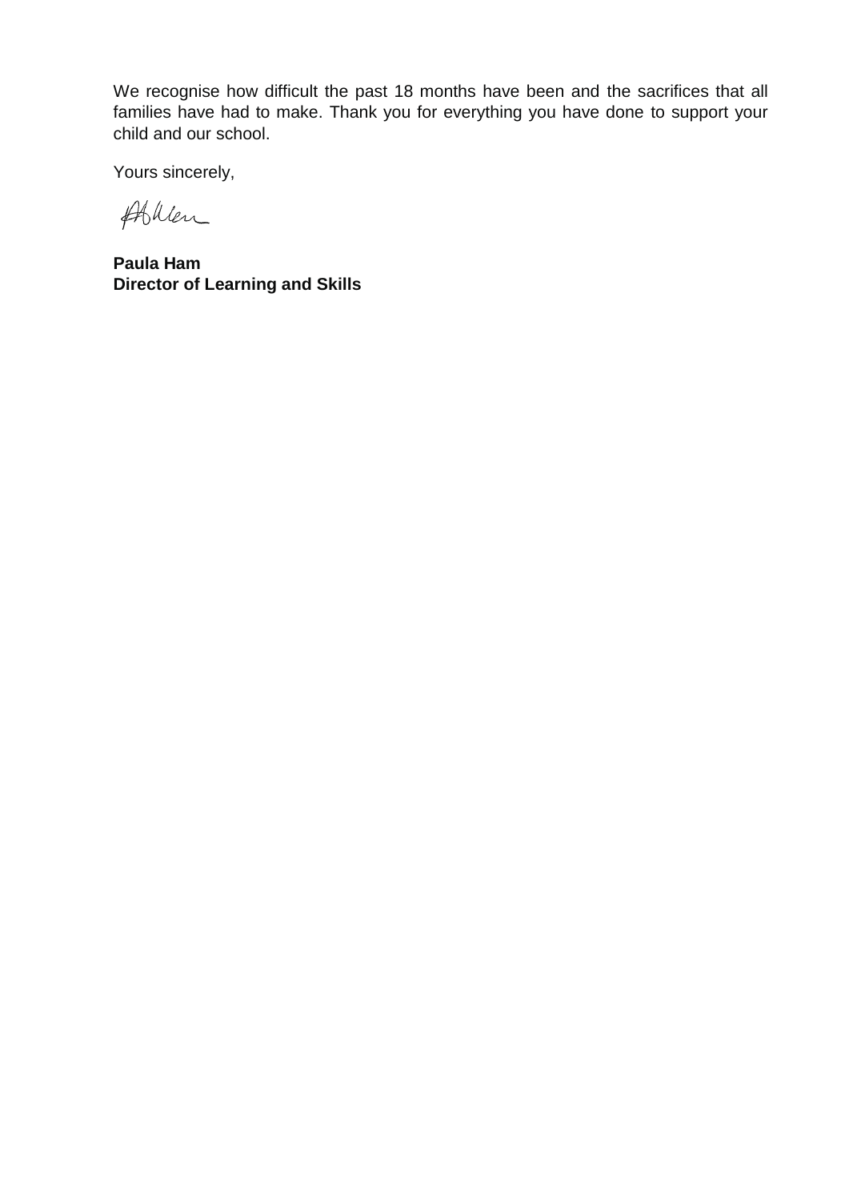We recognise how difficult the past 18 months have been and the sacrifices that all families have had to make. Thank you for everything you have done to support your child and our school.

Yours sincerely,

**Paula Ham**
**Director of Learning and Skills**